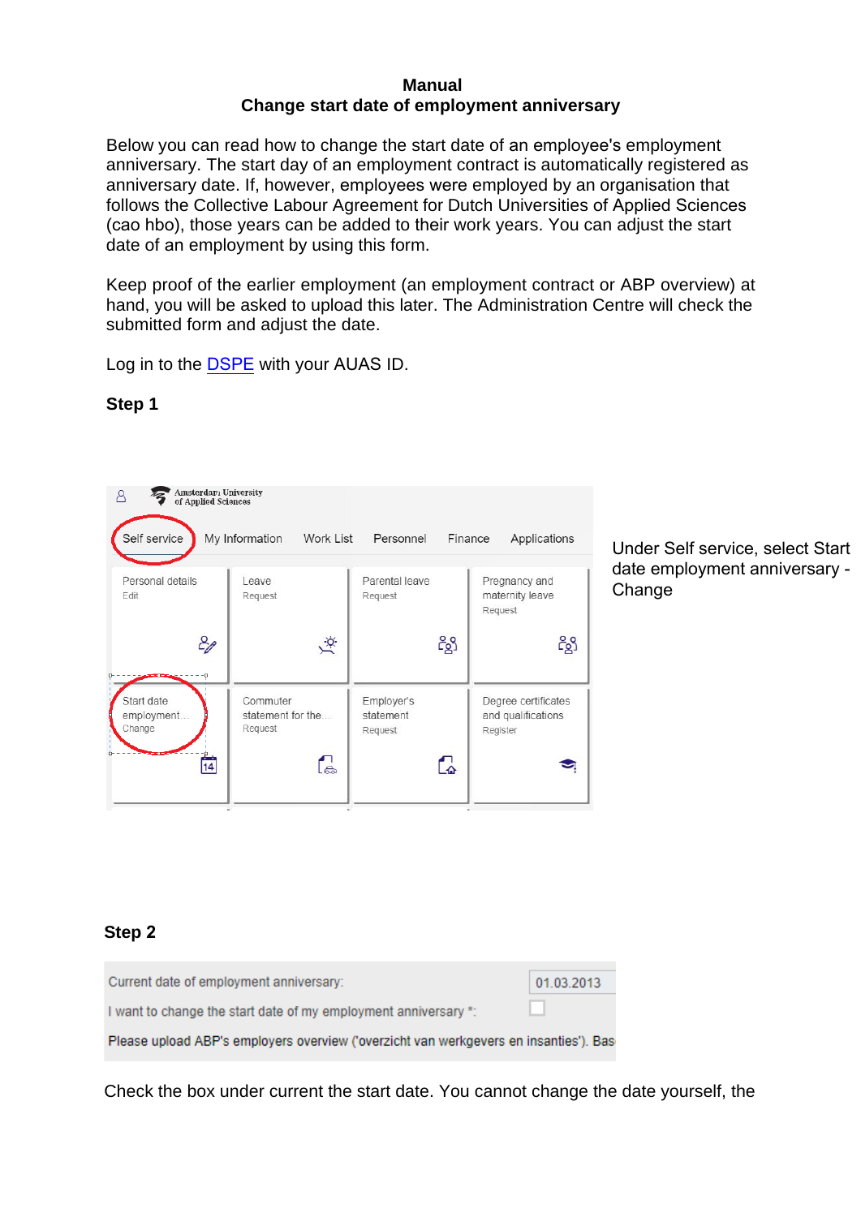# Manual
## Change start date of employment anniversary

Below you can read how to change the start date of an employee's employment anniversary. The start day of an employment contract is automatically registered as anniversary date. If, however, employees were employed by an organisation that follows the Collective Labour Agreement for Dutch Universities of Applied Sciences (cao hbo), those years can be added to their work years. You can adjust the start date of an employment by using this form.

Keep proof of the earlier employment (an employment contract or ABP overview) at hand, you will be asked to upload this later. The Administration Centre will check the submitted form and adjust the date.

Log in to the [DSPE]() with your AUAS ID.

**Step 1**

Amsterdam University of Applied Sciences

Self service | My Information | Work List | Personnel | Finance | Applications

| | | | |
|---|---|---|---|
| Personal details<br>Edit | Leave<br>Request | Parental leave<br>Request | Pregnancy and maternity leave<br>Request |
| Start date employment...<br>Change | Commuter statement for the...<br>Request | Employer's statement<br>Request | Degree certificates and qualifications<br>Register |

Under Self service, select Start date employment anniversary - Change

**Step 2**

| | |
|---|---|
| Current date of employment anniversary: | 01.03.2013 |
| I want to change the start date of my employment anniversary *: | ☐ |

Please upload ABP's employers overview ('overzicht van werkgevers en insanties'). Bas

Check the box under current the start date. You cannot change the date yourself, the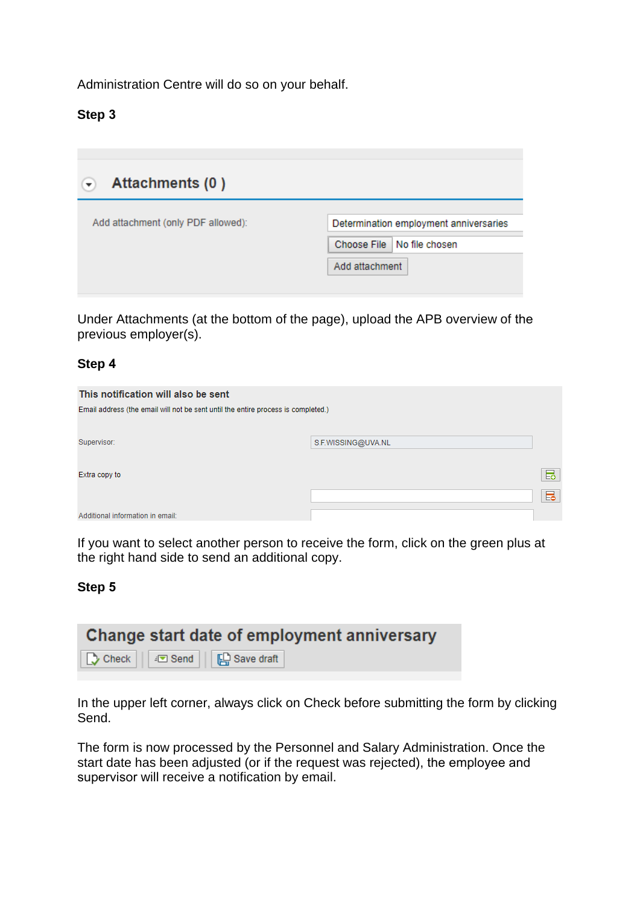Administration Centre will do so on your behalf.

**Step 3**

Attachments (0 )

Add attachment (only PDF allowed): Determination employment anniversaries

Choose File No file chosen

Add attachment

Under Attachments (at the bottom of the page), upload the APB overview of the previous employer(s).

**Step 4**

**This notification will also be sent**

Email address (the email will not be sent until the entire process is completed.)

Supervisor: S.F.WISSING@UVA.NL

Extra copy to

Additional information in email:

If you want to select another person to receive the form, click on the green plus at the right hand side to send an additional copy.

**Step 5**

**Change start date of employment anniversary**

Check | Send | Save draft

In the upper left corner, always click on Check before submitting the form by clicking Send.

The form is now processed by the Personnel and Salary Administration. Once the start date has been adjusted (or if the request was rejected), the employee and supervisor will receive a notification by email.